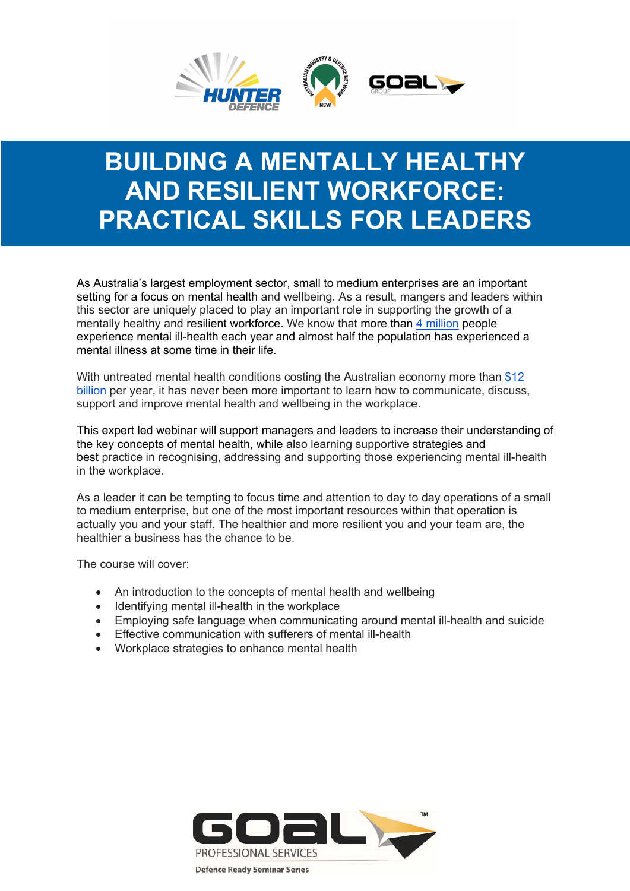# BUILDING A MENTALLY HEALTHY AND RESILIENT WORKFORCE: PRACTICAL SKILLS FOR LEADERS

As Australia's largest employment sector, small to medium enterprises are an important setting for a focus on mental health and wellbeing. As a result, mangers and leaders within this sector are uniquely placed to play an important role in supporting the growth of a mentally healthy and resilient workforce. We know that more than 4 million people experience mental ill-health each year and almost half the population has experienced a mental illness at some time in their life.

With untreated mental health conditions costing the Australian economy more than $12 billion per year, it has never been more important to learn how to communicate, discuss, support and improve mental health and wellbeing in the workplace.

This expert led webinar will support managers and leaders to increase their understanding of the key concepts of mental health, while also learning supportive strategies and best practice in recognising, addressing and supporting those experiencing mental ill-health in the workplace.

As a leader it can be tempting to focus time and attention to day to day operations of a small to medium enterprise, but one of the most important resources within that operation is actually you and your staff. The healthier and more resilient you and your team are, the healthier a business has the chance to be.

The course will cover:

- An introduction to the concepts of mental health and wellbeing
- Identifying mental ill-health in the workplace
- Employing safe language when communicating around mental ill-health and suicide
- Effective communication with sufferers of mental ill-health
- Workplace strategies to enhance mental health

GOAL PROFESSIONAL SERVICES

Defence Ready Seminar Series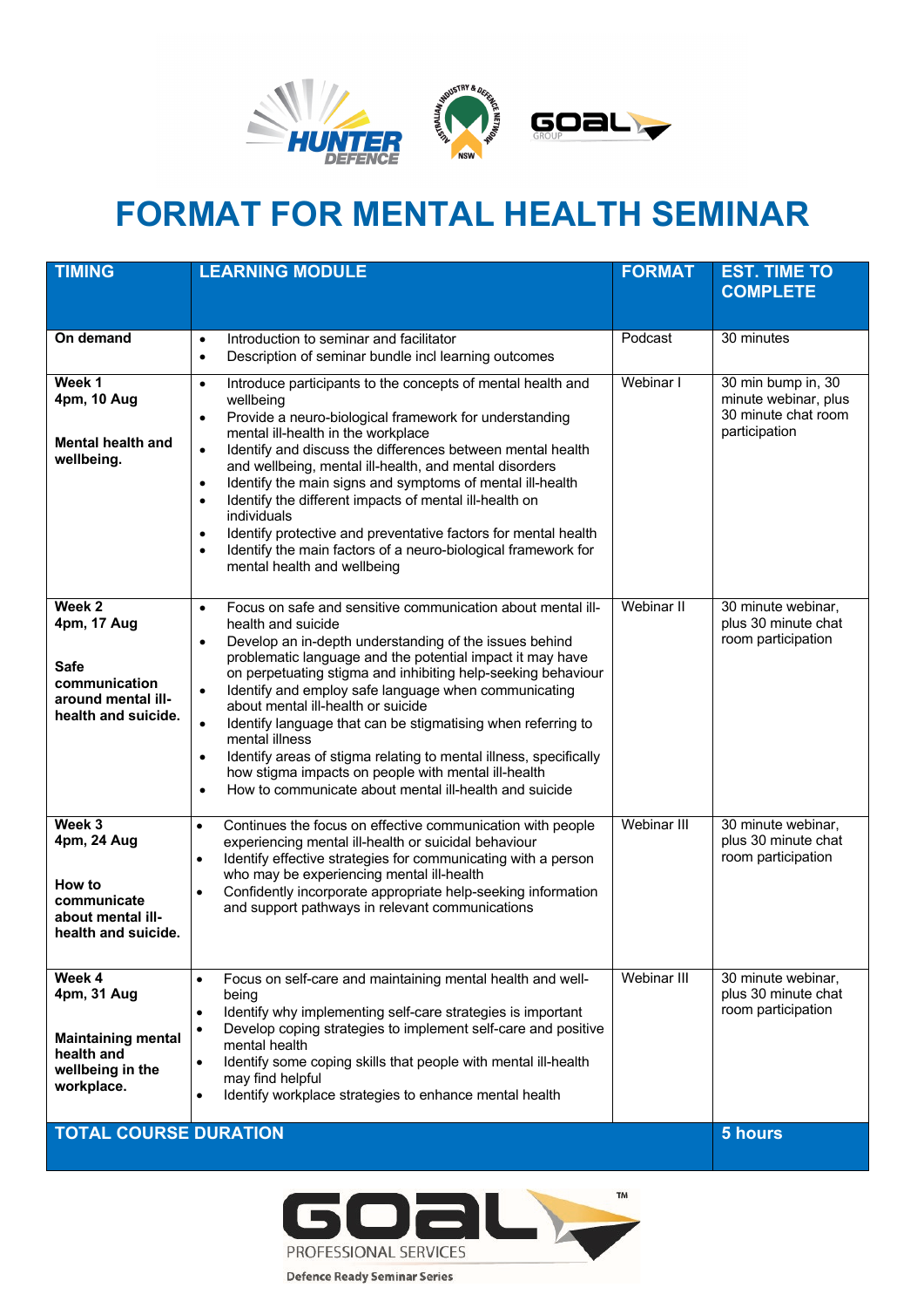# FORMAT FOR MENTAL HEALTH SEMINAR

| TIMING | LEARNING MODULE | FORMAT | EST. TIME TO COMPLETE |
|---|---|---|---|
| **On demand** | • Introduction to seminar and facilitator<br>• Description of seminar bundle incl learning outcomes | Podcast | 30 minutes |
| **Week 1**<br>**4pm, 10 Aug**<br><br>**Mental health and wellbeing.** | • Introduce participants to the concepts of mental health and wellbeing<br>• Provide a neuro-biological framework for understanding mental ill-health in the workplace<br>• Identify and discuss the differences between mental health and wellbeing, mental ill-health, and mental disorders<br>• Identify the main signs and symptoms of mental ill-health<br>• Identify the different impacts of mental ill-health on individuals<br>• Identify protective and preventative factors for mental health<br>• Identify the main factors of a neuro-biological framework for mental health and wellbeing | Webinar I | 30 min bump in, 30 minute webinar, plus 30 minute chat room participation |
| **Week 2**<br>**4pm, 17 Aug**<br><br>**Safe communication around mental ill-health and suicide.** | • Focus on safe and sensitive communication about mental ill-health and suicide<br>• Develop an in-depth understanding of the issues behind problematic language and the potential impact it may have on perpetuating stigma and inhibiting help-seeking behaviour<br>• Identify and employ safe language when communicating about mental ill-health or suicide<br>• Identify language that can be stigmatising when referring to mental illness<br>• Identify areas of stigma relating to mental illness, specifically how stigma impacts on people with mental ill-health<br>• How to communicate about mental ill-health and suicide | Webinar II | 30 minute webinar, plus 30 minute chat room participation |
| **Week 3**<br>**4pm, 24 Aug**<br><br>**How to communicate about mental ill-health and suicide.** | • Continues the focus on effective communication with people experiencing mental ill-health or suicidal behaviour<br>• Identify effective strategies for communicating with a person who may be experiencing mental ill-health<br>• Confidently incorporate appropriate help-seeking information and support pathways in relevant communications | Webinar III | 30 minute webinar, plus 30 minute chat room participation |
| **Week 4**<br>**4pm, 31 Aug**<br><br>**Maintaining mental health and wellbeing in the workplace.** | • Focus on self-care and maintaining mental health and well-being<br>• Identify why implementing self-care strategies is important<br>• Develop coping strategies to implement self-care and positive mental health<br>• Identify some coping skills that people with mental ill-health may find helpful<br>• Identify workplace strategies to enhance mental health | Webinar III | 30 minute webinar, plus 30 minute chat room participation |
| **TOTAL COURSE DURATION** | | | **5 hours** |

GOAL PROFESSIONAL SERVICES

Defence Ready Seminar Series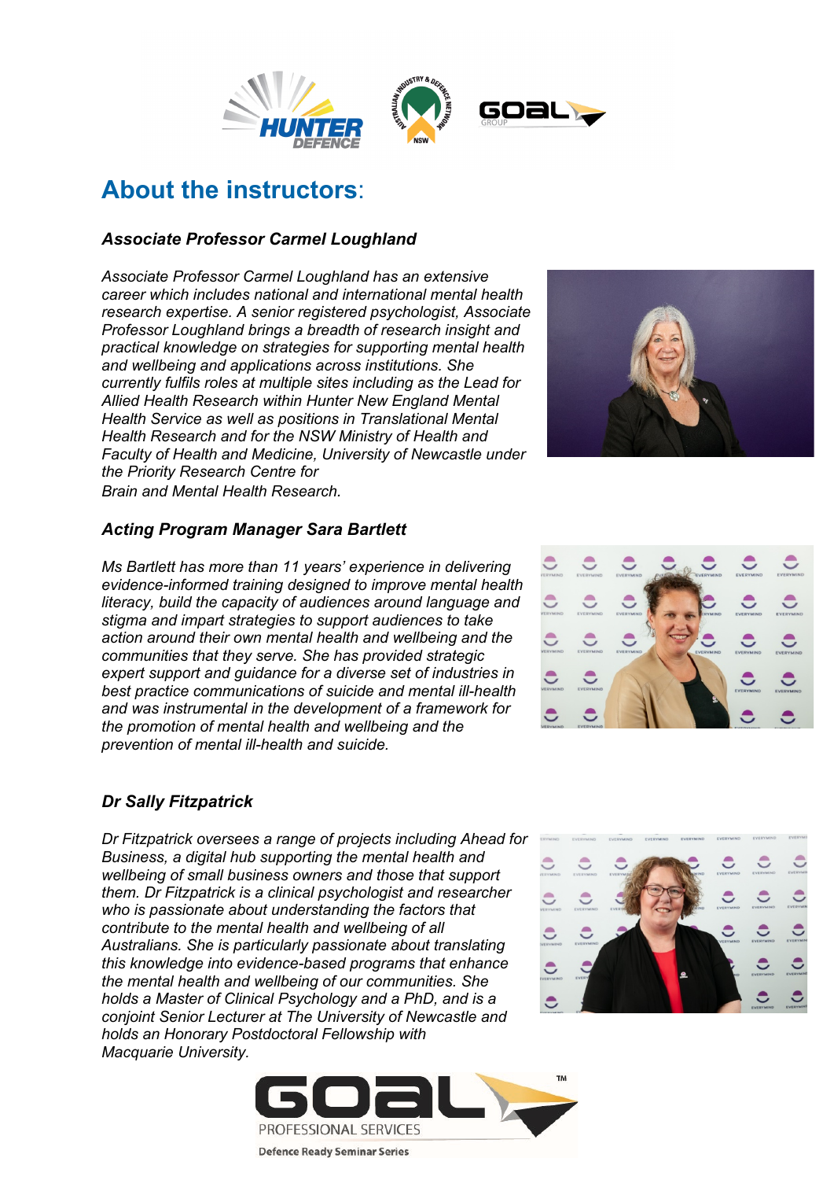## About the instructors:

### *Associate Professor Carmel Loughland*

*Associate Professor Carmel Loughland has an extensive career which includes national and international mental health research expertise. A senior registered psychologist, Associate Professor Loughland brings a breadth of research insight and practical knowledge on strategies for supporting mental health and wellbeing and applications across institutions. She currently fulfils roles at multiple sites including as the Lead for Allied Health Research within Hunter New England Mental Health Service as well as positions in Translational Mental Health Research and for the NSW Ministry of Health and Faculty of Health and Medicine, University of Newcastle under the Priority Research Centre for Brain and Mental Health Research.*

### *Acting Program Manager Sara Bartlett*

*Ms Bartlett has more than 11 years' experience in delivering evidence-informed training designed to improve mental health literacy, build the capacity of audiences around language and stigma and impart strategies to support audiences to take action around their own mental health and wellbeing and the communities that they serve. She has provided strategic expert support and guidance for a diverse set of industries in best practice communications of suicide and mental ill-health and was instrumental in the development of a framework for the promotion of mental health and wellbeing and the prevention of mental ill-health and suicide.*

### *Dr Sally Fitzpatrick*

*Dr Fitzpatrick oversees a range of projects including Ahead for Business, a digital hub supporting the mental health and wellbeing of small business owners and those that support them. Dr Fitzpatrick is a clinical psychologist and researcher who is passionate about understanding the factors that contribute to the mental health and wellbeing of all Australians. She is particularly passionate about translating this knowledge into evidence-based programs that enhance the mental health and wellbeing of our communities. She holds a Master of Clinical Psychology and a PhD, and is a conjoint Senior Lecturer at The University of Newcastle and holds an Honorary Postdoctoral Fellowship with Macquarie University.*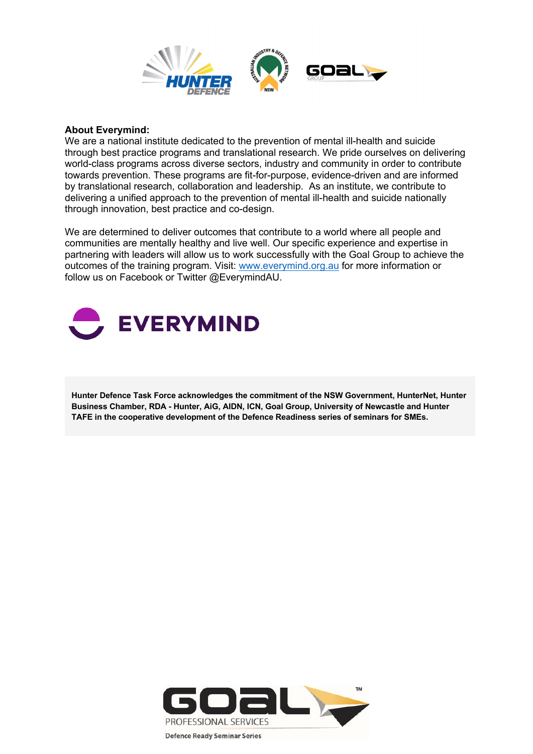**About Everymind:**
We are a national institute dedicated to the prevention of mental ill-health and suicide through best practice programs and translational research. We pride ourselves on delivering world-class programs across diverse sectors, industry and community in order to contribute towards prevention. These programs are fit-for-purpose, evidence-driven and are informed by translational research, collaboration and leadership. As an institute, we contribute to delivering a unified approach to the prevention of mental ill-health and suicide nationally through innovation, best practice and co-design.

We are determined to deliver outcomes that contribute to a world where all people and communities are mentally healthy and live well. Our specific experience and expertise in partnering with leaders will allow us to work successfully with the Goal Group to achieve the outcomes of the training program. Visit: [www.everymind.org.au](http://www.everymind.org.au) for more information or follow us on Facebook or Twitter @EverymindAU.

**Hunter Defence Task Force acknowledges the commitment of the NSW Government, HunterNet, Hunter Business Chamber, RDA - Hunter, AiG, AIDN, ICN, Goal Group, University of Newcastle and Hunter TAFE in the cooperative development of the Defence Readiness series of seminars for SMEs.**